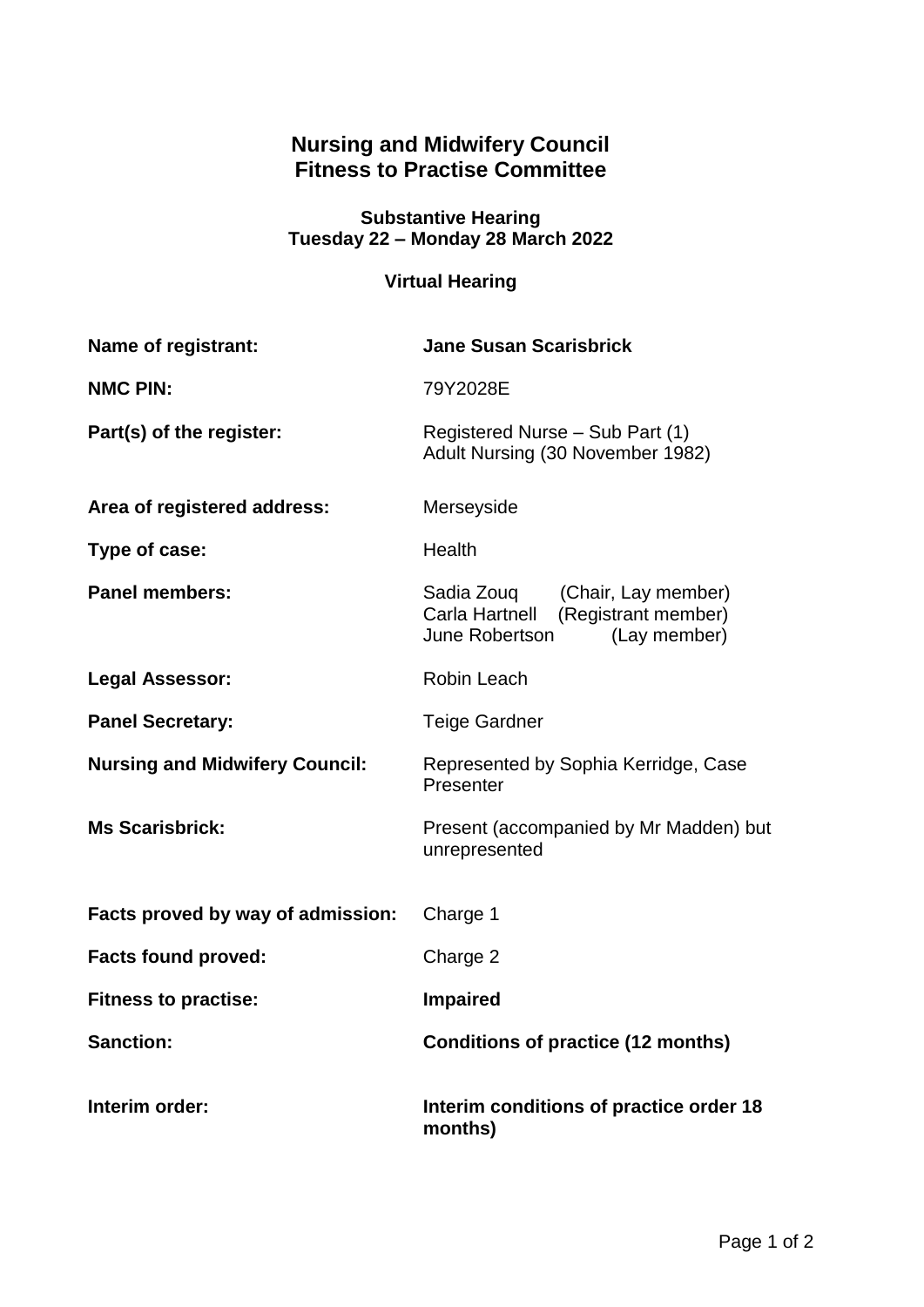# Nursing and Midwifery Council
# Fitness to Practise Committee

### Substantive Hearing
### Tuesday 22 – Monday 28 March 2022

### Virtual Hearing

| | |
|---|---|
| **Name of registrant:** | **Jane Susan Scarisbrick** |
| **NMC PIN:** | 79Y2028E |
| **Part(s) of the register:** | Registered Nurse – Sub Part (1)<br>Adult Nursing (30 November 1982) |
| **Area of registered address:** | Merseyside |
| **Type of case:** | Health |
| **Panel members:** | Sadia Zouq (Chair, Lay member)<br>Carla Hartnell (Registrant member)<br>June Robertson (Lay member) |
| **Legal Assessor:** | Robin Leach |
| **Panel Secretary:** | Teige Gardner |
| **Nursing and Midwifery Council:** | Represented by Sophia Kerridge, Case Presenter |
| **Ms Scarisbrick:** | Present (accompanied by Mr Madden) but unrepresented |
| **Facts proved by way of admission:** | Charge 1 |
| **Facts found proved:** | Charge 2 |
| **Fitness to practise:** | **Impaired** |
| **Sanction:** | **Conditions of practice (12 months)** |
| **Interim order:** | **Interim conditions of practice order 18 months)** |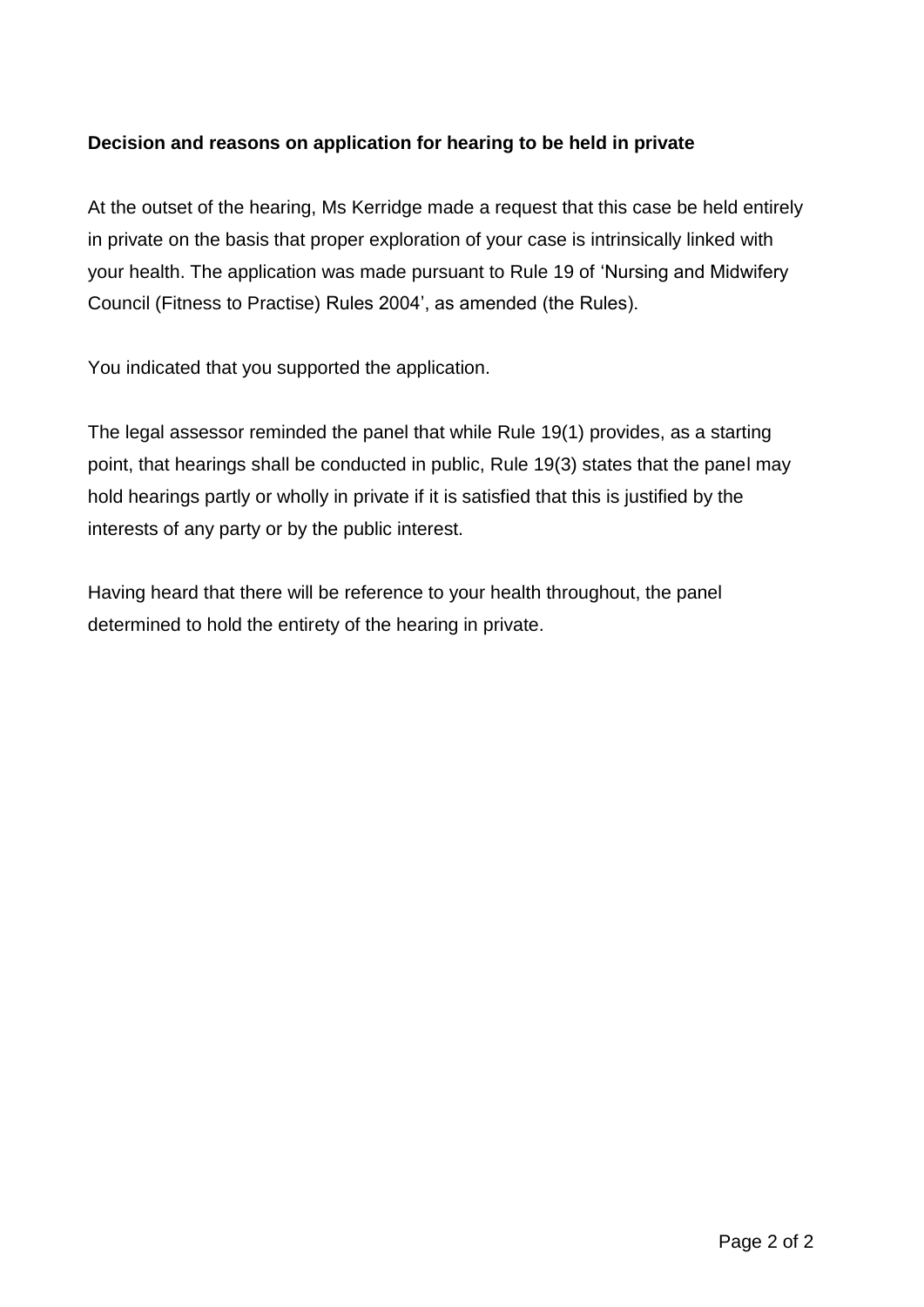**Decision and reasons on application for hearing to be held in private**

At the outset of the hearing, Ms Kerridge made a request that this case be held entirely in private on the basis that proper exploration of your case is intrinsically linked with your health. The application was made pursuant to Rule 19 of 'Nursing and Midwifery Council (Fitness to Practise) Rules 2004', as amended (the Rules).

You indicated that you supported the application.

The legal assessor reminded the panel that while Rule 19(1) provides, as a starting point, that hearings shall be conducted in public, Rule 19(3) states that the panel may hold hearings partly or wholly in private if it is satisfied that this is justified by the interests of any party or by the public interest.

Having heard that there will be reference to your health throughout, the panel determined to hold the entirety of the hearing in private.